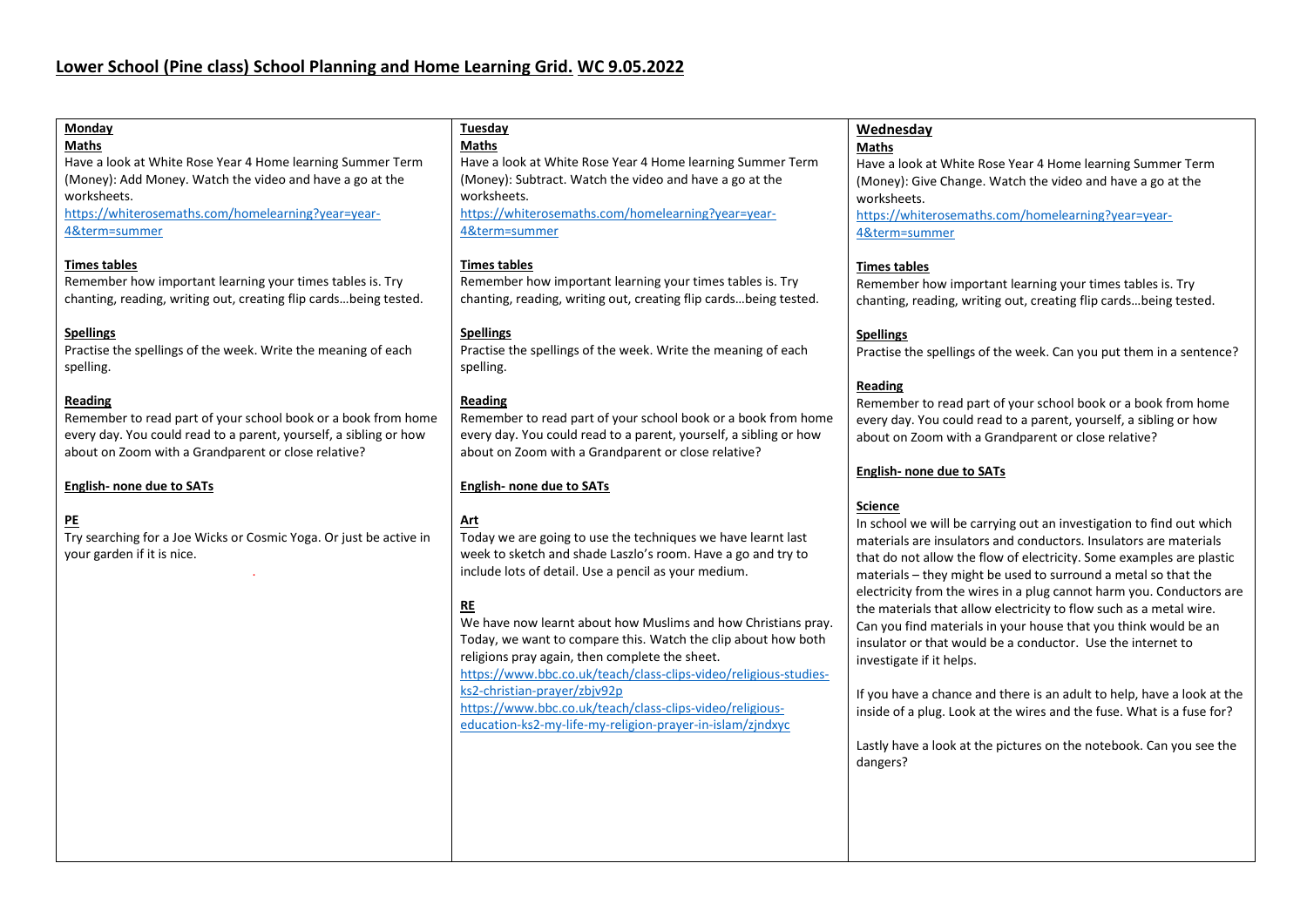# Lower School (Pine class) School Planning and Home Learning Grid. WC 9.05.2022

## Monday

**Maths**

Have a look at White Rose Year 4 Home learning Summer Term (Money): Add Money. Watch the video and have a go at the worksheets.

https://whiterosemaths.com/homelearning?year=year-4&term=summer

**Times tables**

Remember how important learning your times tables is. Try chanting, reading, writing out, creating flip cards…being tested.

**Spellings**

Practise the spellings of the week. Write the meaning of each spelling.

**Reading**

Remember to read part of your school book or a book from home every day. You could read to a parent, yourself, a sibling or how about on Zoom with a Grandparent or close relative?

**English- none due to SATs**

**PE**

Try searching for a Joe Wicks or Cosmic Yoga. Or just be active in your garden if it is nice.

## Tuesday

**Maths**

Have a look at White Rose Year 4 Home learning Summer Term (Money): Subtract. Watch the video and have a go at the worksheets.

https://whiterosemaths.com/homelearning?year=year-4&term=summer

**Times tables**

Remember how important learning your times tables is. Try chanting, reading, writing out, creating flip cards…being tested.

**Spellings**

Practise the spellings of the week. Write the meaning of each spelling.

**Reading**

Remember to read part of your school book or a book from home every day. You could read to a parent, yourself, a sibling or how about on Zoom with a Grandparent or close relative?

**English- none due to SATs**

**Art**

Today we are going to use the techniques we have learnt last week to sketch and shade Laszlo's room. Have a go and try to include lots of detail. Use a pencil as your medium.

**RE**

We have now learnt about how Muslims and how Christians pray. Today, we want to compare this. Watch the clip about how both religions pray again, then complete the sheet.

https://www.bbc.co.uk/teach/class-clips-video/religious-studies-ks2-christian-prayer/zbjv92p

https://www.bbc.co.uk/teach/class-clips-video/religious-education-ks2-my-life-my-religion-prayer-in-islam/zjndxyc

## Wednesday

**Maths**

Have a look at White Rose Year 4 Home learning Summer Term (Money): Give Change. Watch the video and have a go at the worksheets.

https://whiterosemaths.com/homelearning?year=year-4&term=summer

**Times tables**

Remember how important learning your times tables is. Try chanting, reading, writing out, creating flip cards…being tested.

**Spellings**

Practise the spellings of the week. Can you put them in a sentence?

**Reading**

Remember to read part of your school book or a book from home every day. You could read to a parent, yourself, a sibling or how about on Zoom with a Grandparent or close relative?

**English- none due to SATs**

**Science**

In school we will be carrying out an investigation to find out which materials are insulators and conductors. Insulators are materials that do not allow the flow of electricity. Some examples are plastic materials – they might be used to surround a metal so that the electricity from the wires in a plug cannot harm you. Conductors are the materials that allow electricity to flow such as a metal wire. Can you find materials in your house that you think would be an insulator or that would be a conductor. Use the internet to investigate if it helps.

If you have a chance and there is an adult to help, have a look at the inside of a plug. Look at the wires and the fuse. What is a fuse for?

Lastly have a look at the pictures on the notebook. Can you see the dangers?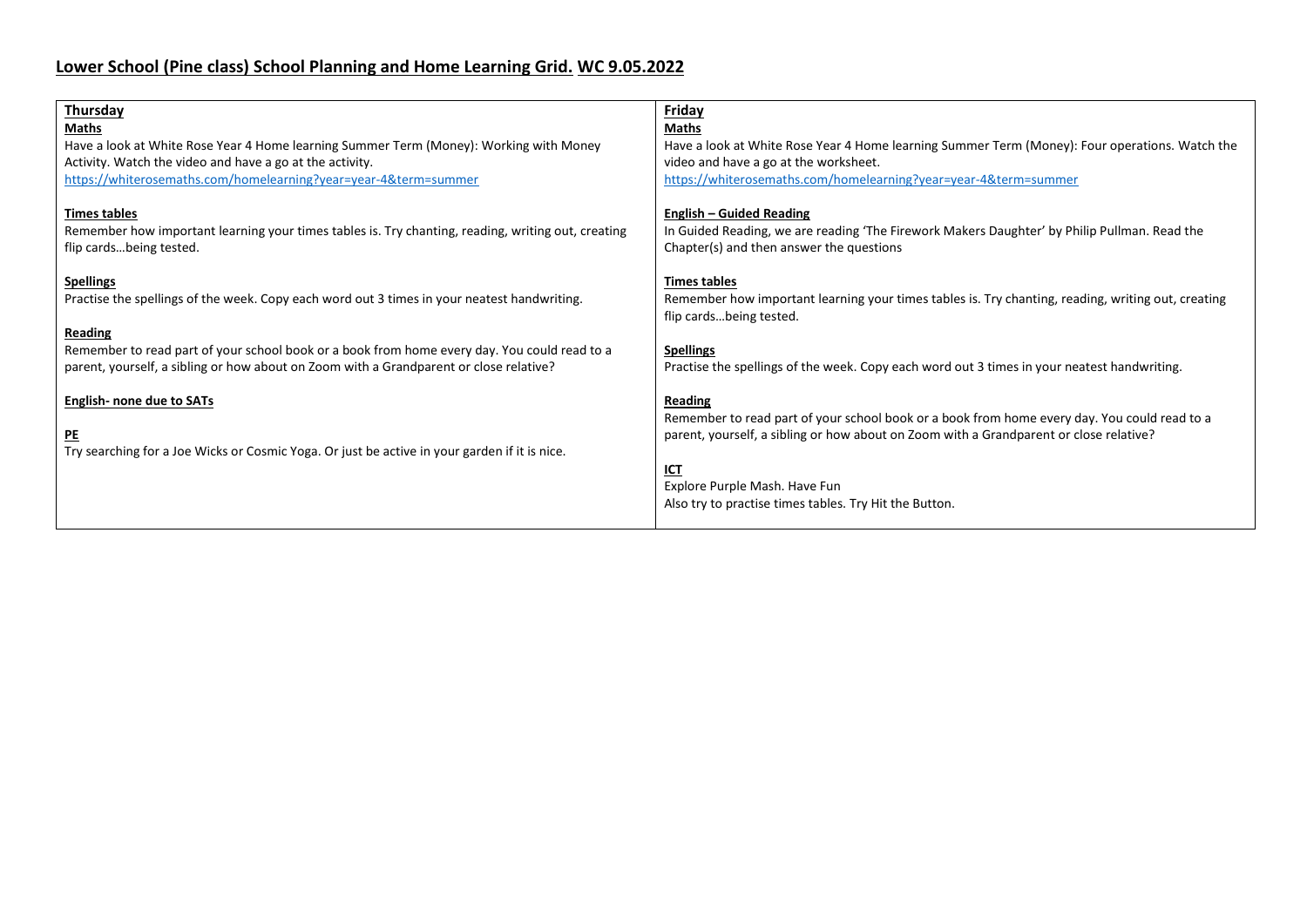## Lower School (Pine class) School Planning and Home Learning Grid. WC 9.05.2022

| | |
|---|---|
| **Thursday**<br>**Maths**<br>Have a look at White Rose Year 4 Home learning Summer Term (Money): Working with Money Activity. Watch the video and have a go at the activity.<br>https://whiterosemaths.com/homelearning?year=year-4&term=summer<br><br>**Times tables**<br>Remember how important learning your times tables is. Try chanting, reading, writing out, creating flip cards…being tested.<br><br>**Spellings**<br>Practise the spellings of the week. Copy each word out 3 times in your neatest handwriting.<br><br>**Reading**<br>Remember to read part of your school book or a book from home every day. You could read to a parent, yourself, a sibling or how about on Zoom with a Grandparent or close relative?<br><br>**English- none due to SATs**<br><br>**PE**<br>Try searching for a Joe Wicks or Cosmic Yoga. Or just be active in your garden if it is nice. | **Friday**<br>**Maths**<br>Have a look at White Rose Year 4 Home learning Summer Term (Money): Four operations. Watch the video and have a go at the worksheet.<br>https://whiterosemaths.com/homelearning?year=year-4&term=summer<br><br>**English – Guided Reading**<br>In Guided Reading, we are reading 'The Firework Makers Daughter' by Philip Pullman. Read the Chapter(s) and then answer the questions<br><br>**Times tables**<br>Remember how important learning your times tables is. Try chanting, reading, writing out, creating flip cards…being tested.<br><br>**Spellings**<br>Practise the spellings of the week. Copy each word out 3 times in your neatest handwriting.<br><br>**Reading**<br>Remember to read part of your school book or a book from home every day. You could read to a parent, yourself, a sibling or how about on Zoom with a Grandparent or close relative?<br><br>**ICT**<br>Explore Purple Mash. Have Fun<br>Also try to practise times tables. Try Hit the Button. |